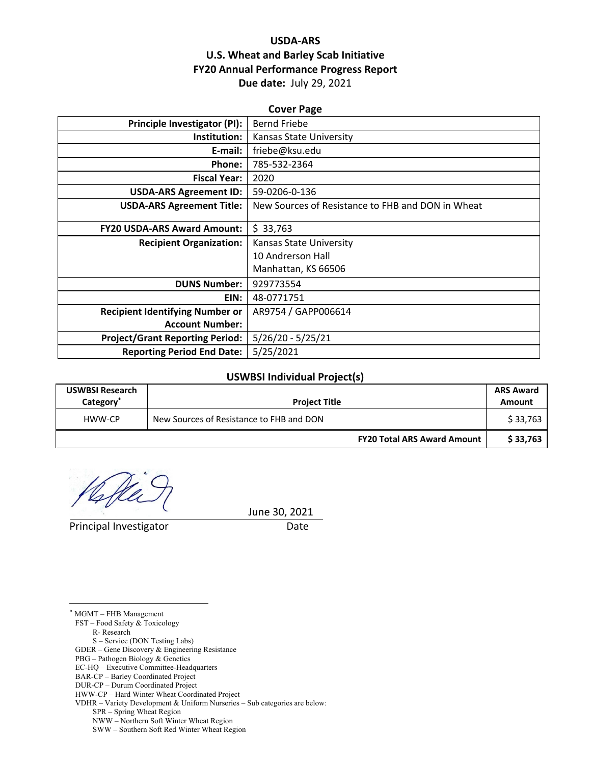# USDA-ARS
# U.S. Wheat and Barley Scab Initiative
# FY20 Annual Performance Progress Report

**Due date:** July 29, 2021

## Cover Page

| | |
|---|---|
| **Principle Investigator (PI):** | Bernd Friebe |
| **Institution:** | Kansas State University |
| **E-mail:** | friebe@ksu.edu |
| **Phone:** | 785-532-2364 |
| **Fiscal Year:** | 2020 |
| **USDA-ARS Agreement ID:** | 59-0206-0-136 |
| **USDA-ARS Agreement Title:** | New Sources of Resistance to FHB and DON in Wheat |
| **FY20 USDA-ARS Award Amount:** | $ 33,763 |
| **Recipient Organization:** | Kansas State University<br>10 Andrerson Hall<br>Manhattan, KS 66506 |
| **DUNS Number:** | 929773554 |
| **EIN:** | 48-0771751 |
| **Recipient Identifying Number or Account Number:** | AR9754 / GAPP006614 |
| **Project/Grant Reporting Period:** | 5/26/20 - 5/25/21 |
| **Reporting Period End Date:** | 5/25/2021 |

## USWBSI Individual Project(s)

| USWBSI Research Category* | Project Title | ARS Award Amount |
|---|---|---|
| HWW-CP | New Sources of Resistance to FHB and DON | $ 33,763 |
| | **FY20 Total ARS Award Amount** | **$ 33,763** |

Principal Investigator &nbsp;&nbsp;&nbsp;&nbsp;&nbsp;&nbsp;&nbsp;&nbsp;&nbsp;&nbsp;&nbsp;&nbsp;&nbsp;&nbsp;&nbsp;&nbsp;&nbsp;&nbsp;&nbsp;&nbsp; Date: June 30, 2021

---

* MGMT – FHB Management
  - FST – Food Safety & Toxicology
    - R- Research
    - S – Service (DON Testing Labs)
  - GDER – Gene Discovery & Engineering Resistance
  - PBG – Pathogen Biology & Genetics
  - EC-HQ – Executive Committee-Headquarters
  - BAR-CP – Barley Coordinated Project
  - DUR-CP – Durum Coordinated Project
  - HWW-CP – Hard Winter Wheat Coordinated Project
  - VDHR – Variety Development & Uniform Nurseries – Sub categories are below:
    - SPR – Spring Wheat Region
    - NWW – Northern Soft Winter Wheat Region
    - SWW – Southern Soft Red Winter Wheat Region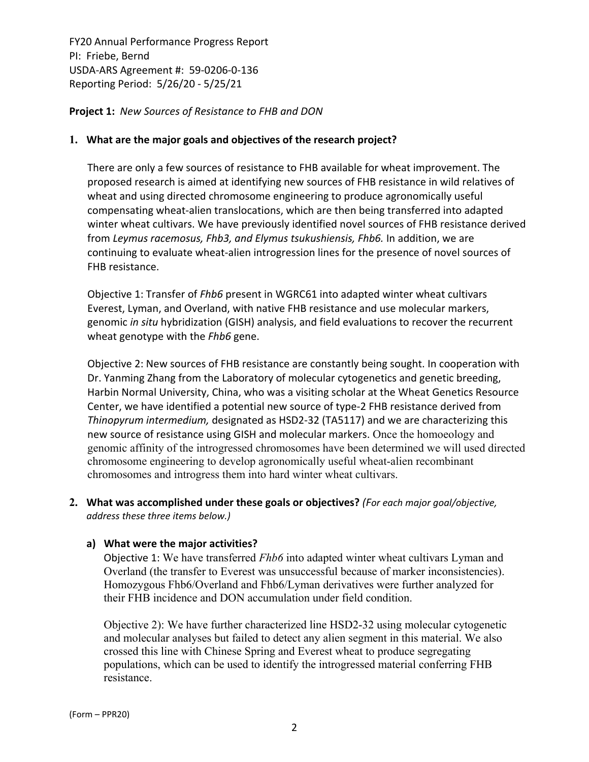FY20 Annual Performance Progress Report
PI: Friebe, Bernd
USDA-ARS Agreement #: 59-0206-0-136
Reporting Period: 5/26/20 - 5/25/21

**Project 1:** *New Sources of Resistance to FHB and DON*

## 1. What are the major goals and objectives of the research project?

There are only a few sources of resistance to FHB available for wheat improvement. The proposed research is aimed at identifying new sources of FHB resistance in wild relatives of wheat and using directed chromosome engineering to produce agronomically useful compensating wheat-alien translocations, which are then being transferred into adapted winter wheat cultivars. We have previously identified novel sources of FHB resistance derived from *Leymus racemosus, Fhb3, and Elymus tsukushiensis, Fhb6.* In addition, we are continuing to evaluate wheat-alien introgression lines for the presence of novel sources of FHB resistance.

Objective 1: Transfer of *Fhb6* present in WGRC61 into adapted winter wheat cultivars Everest, Lyman, and Overland, with native FHB resistance and use molecular markers, genomic *in situ* hybridization (GISH) analysis, and field evaluations to recover the recurrent wheat genotype with the *Fhb6* gene.

Objective 2: New sources of FHB resistance are constantly being sought. In cooperation with Dr. Yanming Zhang from the Laboratory of molecular cytogenetics and genetic breeding, Harbin Normal University, China, who was a visiting scholar at the Wheat Genetics Resource Center, we have identified a potential new source of type-2 FHB resistance derived from *Thinopyrum intermedium,* designated as HSD2-32 (TA5117) and we are characterizing this new source of resistance using GISH and molecular markers. Once the homoeology and genomic affinity of the introgressed chromosomes have been determined we will used directed chromosome engineering to develop agronomically useful wheat-alien recombinant chromosomes and introgress them into hard winter wheat cultivars.

## 2. What was accomplished under these goals or objectives? *(For each major goal/objective, address these three items below.)*

### a) What were the major activities?

Objective 1: We have transferred *Fhb6* into adapted winter wheat cultivars Lyman and Overland (the transfer to Everest was unsuccessful because of marker inconsistencies). Homozygous Fhb6/Overland and Fhb6/Lyman derivatives were further analyzed for their FHB incidence and DON accumulation under field condition.

Objective 2): We have further characterized line HSD2-32 using molecular cytogenetic and molecular analyses but failed to detect any alien segment in this material. We also crossed this line with Chinese Spring and Everest wheat to produce segregating populations, which can be used to identify the introgressed material conferring FHB resistance.

(Form – PPR20)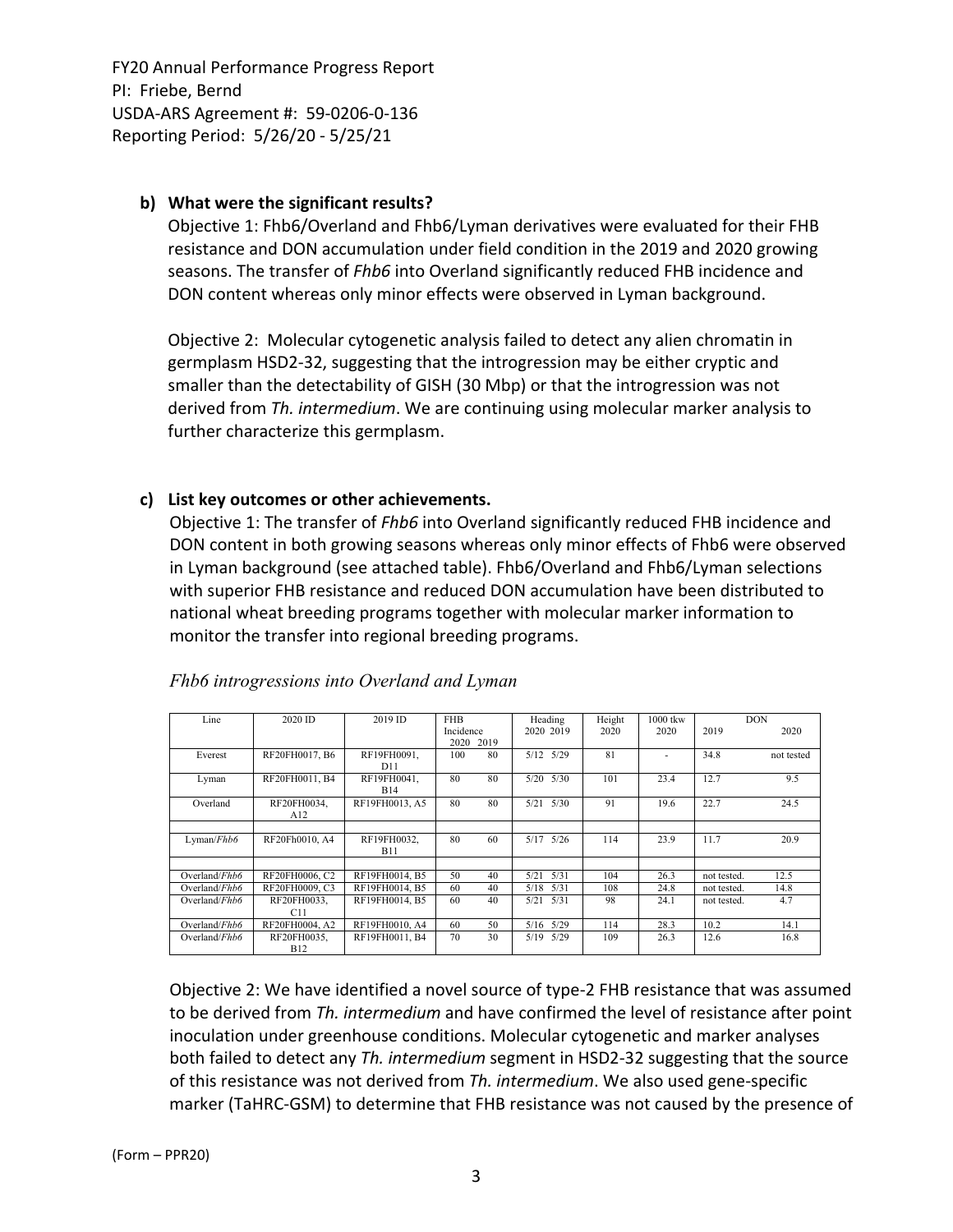**b) What were the significant results?**

Objective 1: Fhb6/Overland and Fhb6/Lyman derivatives were evaluated for their FHB resistance and DON accumulation under field condition in the 2019 and 2020 growing seasons. The transfer of *Fhb6* into Overland significantly reduced FHB incidence and DON content whereas only minor effects were observed in Lyman background.

Objective 2: Molecular cytogenetic analysis failed to detect any alien chromatin in germplasm HSD2-32, suggesting that the introgression may be either cryptic and smaller than the detectability of GISH (30 Mbp) or that the introgression was not derived from *Th. intermedium*. We are continuing using molecular marker analysis to further characterize this germplasm.

**c) List key outcomes or other achievements.**

Objective 1: The transfer of *Fhb6* into Overland significantly reduced FHB incidence and DON content in both growing seasons whereas only minor effects of Fhb6 were observed in Lyman background (see attached table). Fhb6/Overland and Fhb6/Lyman selections with superior FHB resistance and reduced DON accumulation have been distributed to national wheat breeding programs together with molecular marker information to monitor the transfer into regional breeding programs.

*Fhb6 introgressions into Overland and Lyman*

| Line | 2020 ID | 2019 ID | FHB Incidence 2020 | FHB Incidence 2019 | Heading 2020 | Heading 2019 | Height 2020 | 1000 tkw 2020 | DON 2019 | DON 2020 |
|---|---|---|---|---|---|---|---|---|---|---|
| Everest | RF20FH0017, B6 | RF19FH0091, D11 | 100 | 80 | 5/12 | 5/29 | 81 | - | 34.8 | not tested |
| Lyman | RF20FH0011, B4 | RF19FH0041, B14 | 80 | 80 | 5/20 | 5/30 | 101 | 23.4 | 12.7 | 9.5 |
| Overland | RF20FH0034, A12 | RF19FH0013, A5 | 80 | 80 | 5/21 | 5/30 | 91 | 19.6 | 22.7 | 24.5 |
| | | | | | | | | | | |
| Lyman/*Fhb6* | RF20Fh0010, A4 | RF19FH0032, B11 | 80 | 60 | 5/17 | 5/26 | 114 | 23.9 | 11.7 | 20.9 |
| | | | | | | | | | | |
| Overland/*Fhb6* | RF20FH0006, C2 | RF19FH0014, B5 | 50 | 40 | 5/21 | 5/31 | 104 | 26.3 | not tested. | 12.5 |
| Overland/*Fhb6* | RF20FH0009, C3 | RF19FH0014, B5 | 60 | 40 | 5/18 | 5/31 | 108 | 24.8 | not tested. | 14.8 |
| Overland/*Fhb6* | RF20FH0033, C11 | RF19FH0014, B5 | 60 | 40 | 5/21 | 5/31 | 98 | 24.1 | not tested. | 4.7 |
| Overland/*Fhb6* | RF20FH0004, A2 | RF19FH0010, A4 | 60 | 50 | 5/16 | 5/29 | 114 | 28.3 | 10.2 | 14.1 |
| Overland/*Fhb6* | RF20FH0035, B12 | RF19FH0011, B4 | 70 | 30 | 5/19 | 5/29 | 109 | 26.3 | 12.6 | 16.8 |

Objective 2: We have identified a novel source of type-2 FHB resistance that was assumed to be derived from *Th. intermedium* and have confirmed the level of resistance after point inoculation under greenhouse conditions. Molecular cytogenetic and marker analyses both failed to detect any *Th. intermedium* segment in HSD2-32 suggesting that the source of this resistance was not derived from *Th. intermedium*. We also used gene-specific marker (TaHRC-GSM) to determine that FHB resistance was not caused by the presence of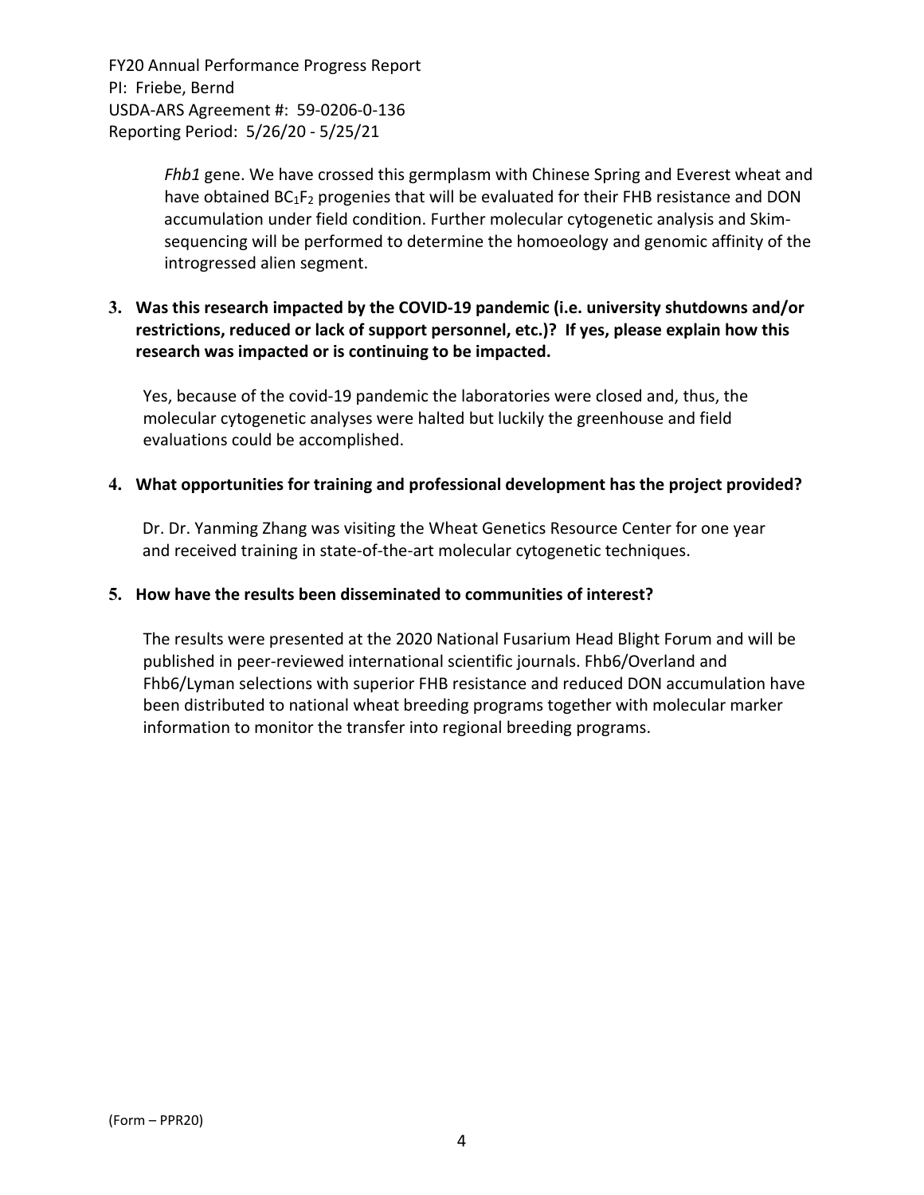*Fhb1* gene. We have crossed this germplasm with Chinese Spring and Everest wheat and have obtained $BC_1F_2$ progenies that will be evaluated for their FHB resistance and DON accumulation under field condition. Further molecular cytogenetic analysis and Skim-sequencing will be performed to determine the homoeology and genomic affinity of the introgressed alien segment.

**3. Was this research impacted by the COVID-19 pandemic (i.e. university shutdowns and/or restrictions, reduced or lack of support personnel, etc.)? If yes, please explain how this research was impacted or is continuing to be impacted.**

Yes, because of the covid-19 pandemic the laboratories were closed and, thus, the molecular cytogenetic analyses were halted but luckily the greenhouse and field evaluations could be accomplished.

**4. What opportunities for training and professional development has the project provided?**

Dr. Dr. Yanming Zhang was visiting the Wheat Genetics Resource Center for one year and received training in state-of-the-art molecular cytogenetic techniques.

**5. How have the results been disseminated to communities of interest?**

The results were presented at the 2020 National Fusarium Head Blight Forum and will be published in peer-reviewed international scientific journals. Fhb6/Overland and Fhb6/Lyman selections with superior FHB resistance and reduced DON accumulation have been distributed to national wheat breeding programs together with molecular marker information to monitor the transfer into regional breeding programs.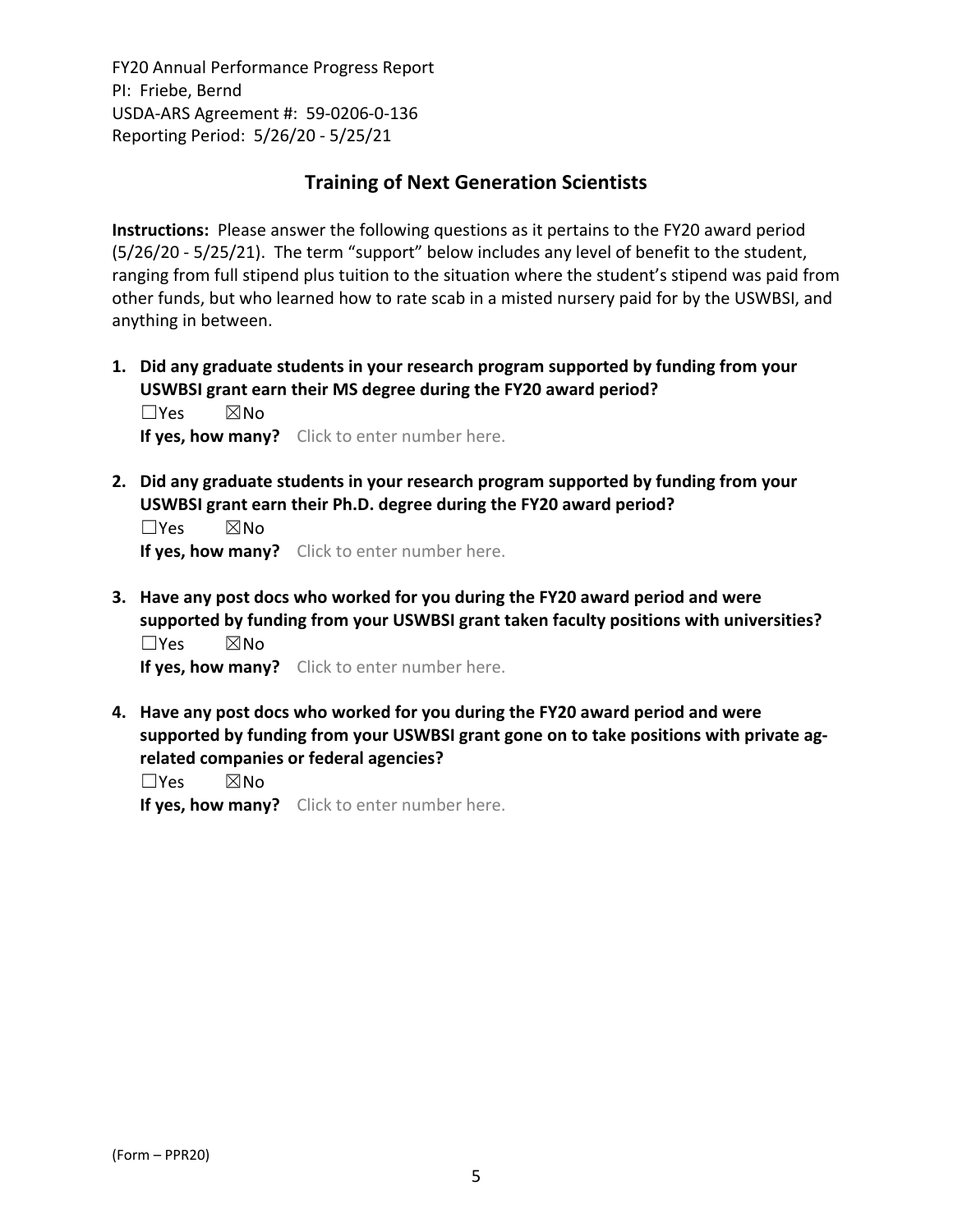FY20 Annual Performance Progress Report
PI: Friebe, Bernd
USDA-ARS Agreement #: 59-0206-0-136
Reporting Period: 5/26/20 - 5/25/21

## Training of Next Generation Scientists

**Instructions:** Please answer the following questions as it pertains to the FY20 award period (5/26/20 - 5/25/21). The term "support" below includes any level of benefit to the student, ranging from full stipend plus tuition to the situation where the student's stipend was paid from other funds, but who learned how to rate scab in a misted nursery paid for by the USWBSI, and anything in between.

1. **Did any graduate students in your research program supported by funding from your USWBSI grant earn their MS degree during the FY20 award period?**
   ☐Yes ☒No
   **If yes, how many?** Click to enter number here.

2. **Did any graduate students in your research program supported by funding from your USWBSI grant earn their Ph.D. degree during the FY20 award period?**
   ☐Yes ☒No
   **If yes, how many?** Click to enter number here.

3. **Have any post docs who worked for you during the FY20 award period and were supported by funding from your USWBSI grant taken faculty positions with universities?**
   ☐Yes ☒No
   **If yes, how many?** Click to enter number here.

4. **Have any post docs who worked for you during the FY20 award period and were supported by funding from your USWBSI grant gone on to take positions with private ag-related companies or federal agencies?**
   ☐Yes ☒No
   **If yes, how many?** Click to enter number here.

(Form – PPR20)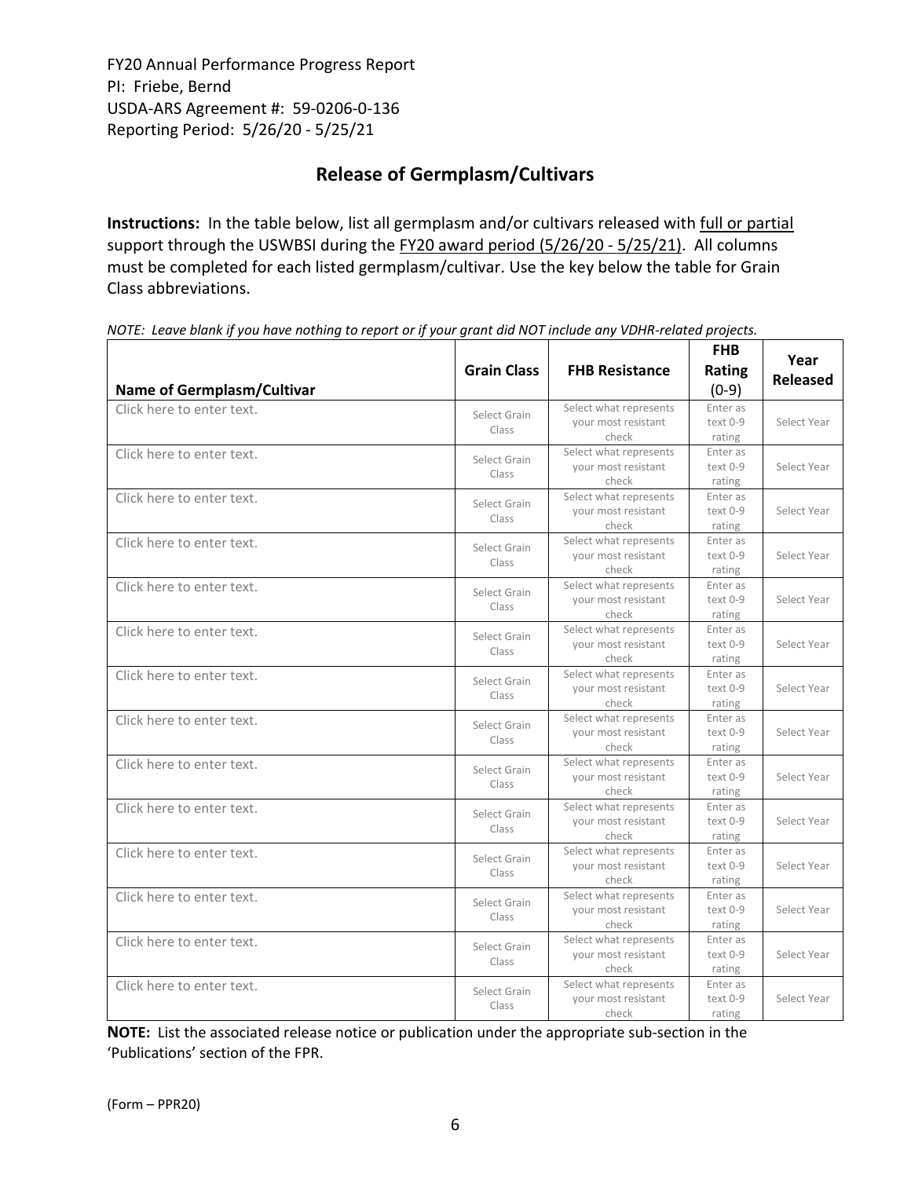FY20 Annual Performance Progress Report
PI: Friebe, Bernd
USDA-ARS Agreement #: 59-0206-0-136
Reporting Period: 5/26/20 - 5/25/21

## Release of Germplasm/Cultivars

**Instructions:** In the table below, list all germplasm and/or cultivars released with full or partial support through the USWBSI during the FY20 award period (5/26/20 - 5/25/21). All columns must be completed for each listed germplasm/cultivar. Use the key below the table for Grain Class abbreviations.

*NOTE: Leave blank if you have nothing to report or if your grant did NOT include any VDHR-related projects.*

| Name of Germplasm/Cultivar | Grain Class | FHB Resistance | FHB Rating (0-9) | Year Released |
|---|---|---|---|---|
| Click here to enter text. | Select Grain Class | Select what represents your most resistant check | Enter as text 0-9 rating | Select Year |
| Click here to enter text. | Select Grain Class | Select what represents your most resistant check | Enter as text 0-9 rating | Select Year |
| Click here to enter text. | Select Grain Class | Select what represents your most resistant check | Enter as text 0-9 rating | Select Year |
| Click here to enter text. | Select Grain Class | Select what represents your most resistant check | Enter as text 0-9 rating | Select Year |
| Click here to enter text. | Select Grain Class | Select what represents your most resistant check | Enter as text 0-9 rating | Select Year |
| Click here to enter text. | Select Grain Class | Select what represents your most resistant check | Enter as text 0-9 rating | Select Year |
| Click here to enter text. | Select Grain Class | Select what represents your most resistant check | Enter as text 0-9 rating | Select Year |
| Click here to enter text. | Select Grain Class | Select what represents your most resistant check | Enter as text 0-9 rating | Select Year |
| Click here to enter text. | Select Grain Class | Select what represents your most resistant check | Enter as text 0-9 rating | Select Year |
| Click here to enter text. | Select Grain Class | Select what represents your most resistant check | Enter as text 0-9 rating | Select Year |
| Click here to enter text. | Select Grain Class | Select what represents your most resistant check | Enter as text 0-9 rating | Select Year |
| Click here to enter text. | Select Grain Class | Select what represents your most resistant check | Enter as text 0-9 rating | Select Year |
| Click here to enter text. | Select Grain Class | Select what represents your most resistant check | Enter as text 0-9 rating | Select Year |
| Click here to enter text. | Select Grain Class | Select what represents your most resistant check | Enter as text 0-9 rating | Select Year |

**NOTE:** List the associated release notice or publication under the appropriate sub-section in the 'Publications' section of the FPR.

(Form – PPR20)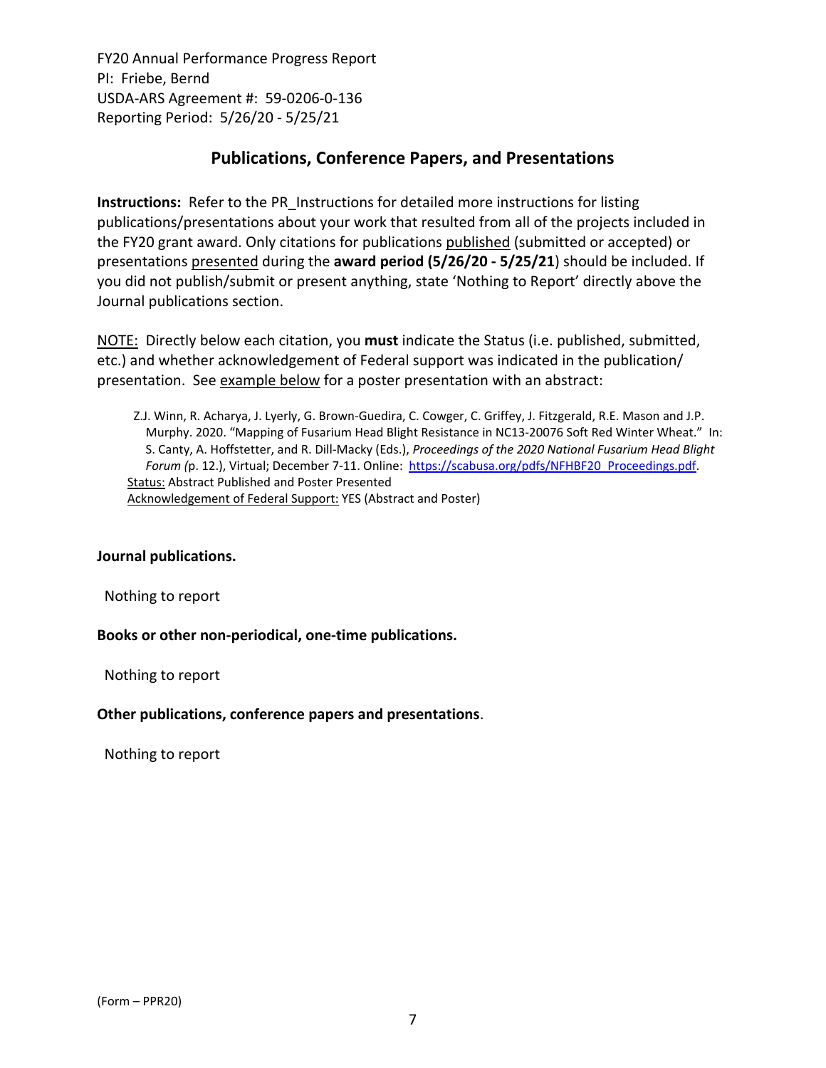FY20 Annual Performance Progress Report
PI: Friebe, Bernd
USDA-ARS Agreement #: 59-0206-0-136
Reporting Period: 5/26/20 - 5/25/21

## Publications, Conference Papers, and Presentations

**Instructions:** Refer to the PR_Instructions for detailed more instructions for listing publications/presentations about your work that resulted from all of the projects included in the FY20 grant award. Only citations for publications published (submitted or accepted) or presentations presented during the **award period (5/26/20 - 5/25/21)** should be included. If you did not publish/submit or present anything, state 'Nothing to Report' directly above the Journal publications section.

NOTE: Directly below each citation, you **must** indicate the Status (i.e. published, submitted, etc.) and whether acknowledgement of Federal support was indicated in the publication/ presentation. See example below for a poster presentation with an abstract:

> Z.J. Winn, R. Acharya, J. Lyerly, G. Brown-Guedira, C. Cowger, C. Griffey, J. Fitzgerald, R.E. Mason and J.P. Murphy. 2020. "Mapping of Fusarium Head Blight Resistance in NC13-20076 Soft Red Winter Wheat." In: S. Canty, A. Hoffstetter, and R. Dill-Macky (Eds.), *Proceedings of the 2020 National Fusarium Head Blight Forum (*p. 12.), Virtual; December 7-11. Online: https://scabusa.org/pdfs/NFHBF20_Proceedings.pdf.
> Status: Abstract Published and Poster Presented
> Acknowledgement of Federal Support: YES (Abstract and Poster)

**Journal publications.**

Nothing to report

**Books or other non-periodical, one-time publications.**

Nothing to report

**Other publications, conference papers and presentations**.

Nothing to report

(Form – PPR20)